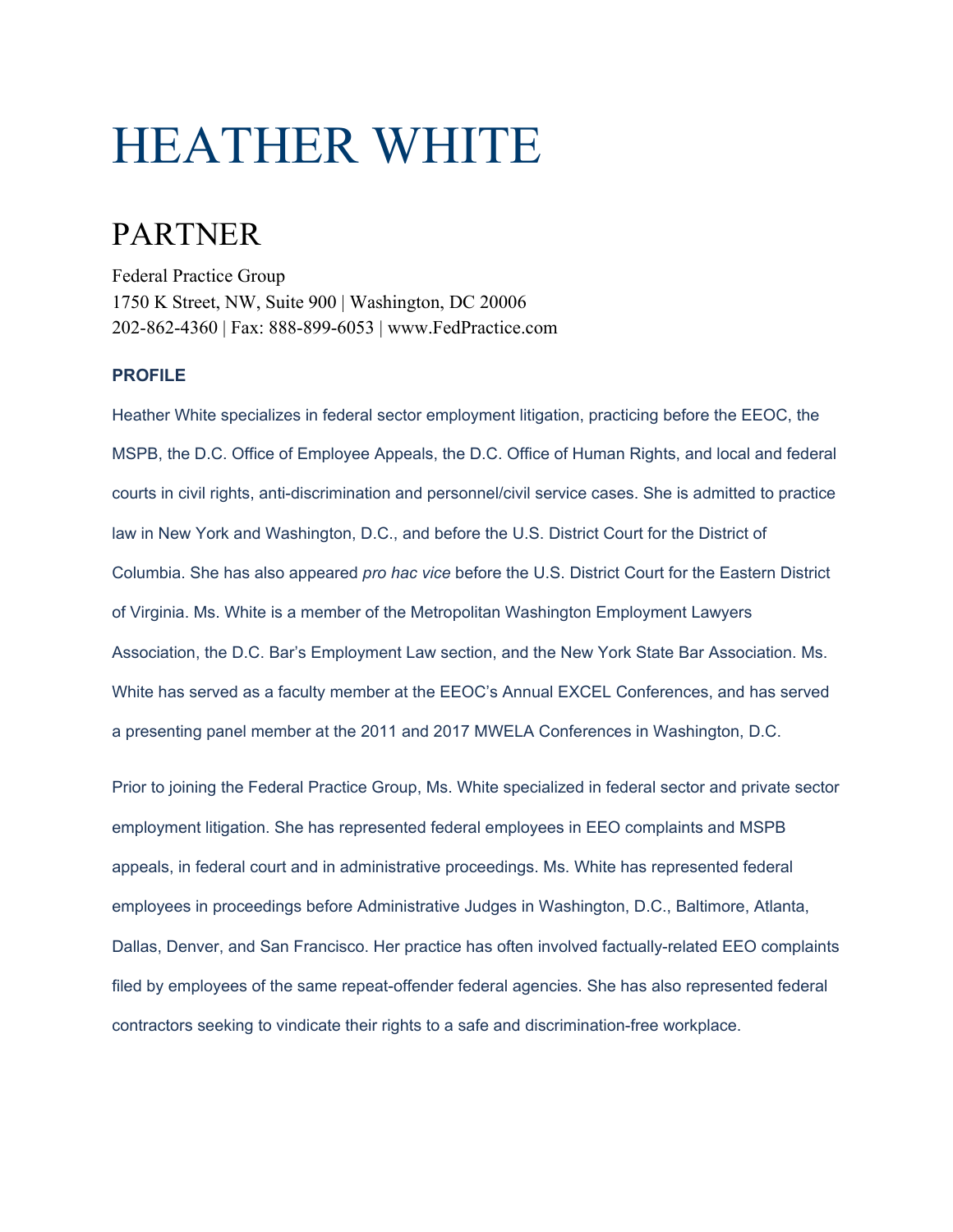# HEATHER WHITE

## PARTNER

Federal Practice Group
1750 K Street, NW, Suite 900 | Washington, DC 20006
202-862-4360 | Fax: 888-899-6053 | www.FedPractice.com

### PROFILE

Heather White specializes in federal sector employment litigation, practicing before the EEOC, the MSPB, the D.C. Office of Employee Appeals, the D.C. Office of Human Rights, and local and federal courts in civil rights, anti-discrimination and personnel/civil service cases. She is admitted to practice law in New York and Washington, D.C., and before the U.S. District Court for the District of Columbia. She has also appeared *pro hac vice* before the U.S. District Court for the Eastern District of Virginia. Ms. White is a member of the Metropolitan Washington Employment Lawyers Association, the D.C. Bar's Employment Law section, and the New York State Bar Association. Ms. White has served as a faculty member at the EEOC's Annual EXCEL Conferences, and has served a presenting panel member at the 2011 and 2017 MWELA Conferences in Washington, D.C.

Prior to joining the Federal Practice Group, Ms. White specialized in federal sector and private sector employment litigation. She has represented federal employees in EEO complaints and MSPB appeals, in federal court and in administrative proceedings. Ms. White has represented federal employees in proceedings before Administrative Judges in Washington, D.C., Baltimore, Atlanta, Dallas, Denver, and San Francisco. Her practice has often involved factually-related EEO complaints filed by employees of the same repeat-offender federal agencies. She has also represented federal contractors seeking to vindicate their rights to a safe and discrimination-free workplace.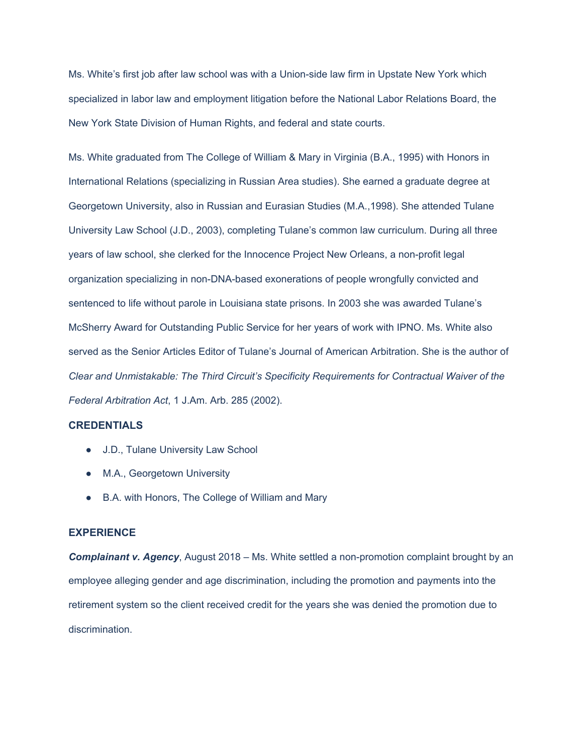Ms. White's first job after law school was with a Union-side law firm in Upstate New York which specialized in labor law and employment litigation before the National Labor Relations Board, the New York State Division of Human Rights, and federal and state courts.

Ms. White graduated from The College of William & Mary in Virginia (B.A., 1995) with Honors in International Relations (specializing in Russian Area studies). She earned a graduate degree at Georgetown University, also in Russian and Eurasian Studies (M.A.,1998). She attended Tulane University Law School (J.D., 2003), completing Tulane's common law curriculum. During all three years of law school, she clerked for the Innocence Project New Orleans, a non-profit legal organization specializing in non-DNA-based exonerations of people wrongfully convicted and sentenced to life without parole in Louisiana state prisons. In 2003 she was awarded Tulane's McSherry Award for Outstanding Public Service for her years of work with IPNO. Ms. White also served as the Senior Articles Editor of Tulane's Journal of American Arbitration. She is the author of *Clear and Unmistakable: The Third Circuit's Specificity Requirements for Contractual Waiver of the Federal Arbitration Act*, 1 J.Am. Arb. 285 (2002).

## CREDENTIALS

- J.D., Tulane University Law School
- M.A., Georgetown University
- B.A. with Honors, The College of William and Mary

## EXPERIENCE

***Complainant v. Agency***, August 2018 – Ms. White settled a non-promotion complaint brought by an employee alleging gender and age discrimination, including the promotion and payments into the retirement system so the client received credit for the years she was denied the promotion due to discrimination.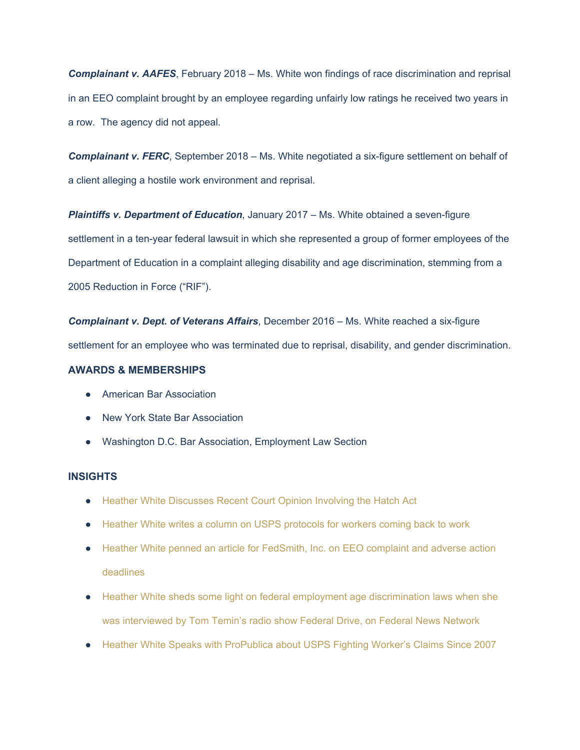***Complainant v. AAFES***, February 2018 – Ms. White won findings of race discrimination and reprisal in an EEO complaint brought by an employee regarding unfairly low ratings he received two years in a row.  The agency did not appeal.

***Complainant v. FERC***, September 2018 – Ms. White negotiated a six-figure settlement on behalf of a client alleging a hostile work environment and reprisal.

***Plaintiffs v. Department of Education***, January 2017 – Ms. White obtained a seven-figure settlement in a ten-year federal lawsuit in which she represented a group of former employees of the Department of Education in a complaint alleging disability and age discrimination, stemming from a 2005 Reduction in Force ("RIF").

***Complainant v. Dept. of Veterans Affairs***, December 2016 – Ms. White reached a six-figure settlement for an employee who was terminated due to reprisal, disability, and gender discrimination.

### AWARDS & MEMBERSHIPS

- American Bar Association
- New York State Bar Association
- Washington D.C. Bar Association, Employment Law Section

### INSIGHTS

- Heather White Discusses Recent Court Opinion Involving the Hatch Act
- Heather White writes a column on USPS protocols for workers coming back to work
- Heather White penned an article for FedSmith, Inc. on EEO complaint and adverse action deadlines
- Heather White sheds some light on federal employment age discrimination laws when she was interviewed by Tom Temin's radio show Federal Drive, on Federal News Network
- Heather White Speaks with ProPublica about USPS Fighting Worker's Claims Since 2007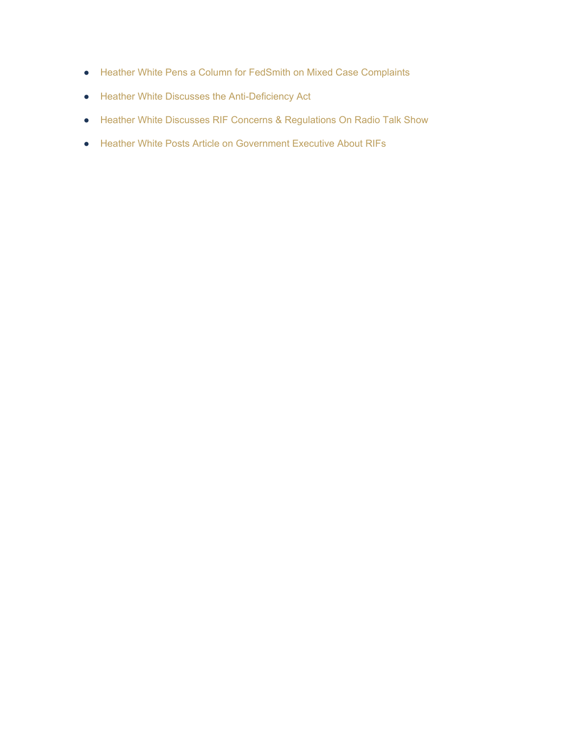- Heather White Pens a Column for FedSmith on Mixed Case Complaints
- Heather White Discusses the Anti-Deficiency Act
- Heather White Discusses RIF Concerns & Regulations On Radio Talk Show
- Heather White Posts Article on Government Executive About RIFs